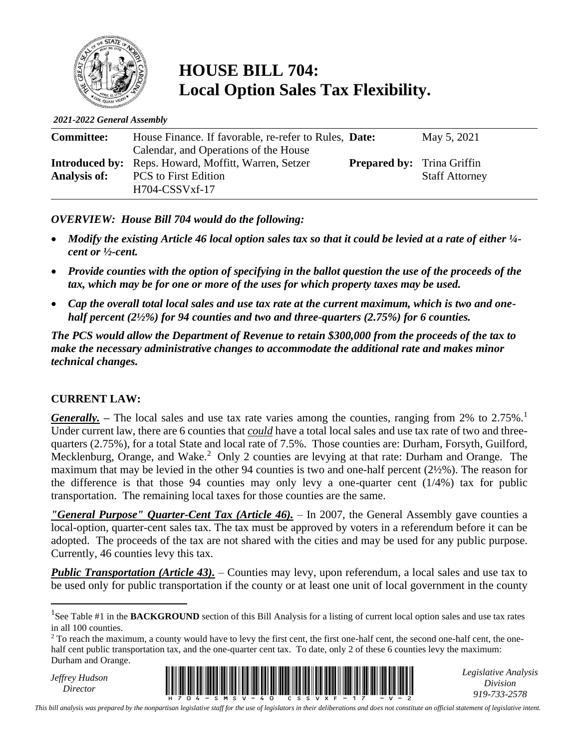# HOUSE BILL 704: Local Option Sales Tax Flexibility.

*2021-2022 General Assembly*

| | | | |
|---|---|---|---|
| **Committee:** | House Finance. If favorable, re-refer to Rules, Calendar, and Operations of the House | **Date:** | May 5, 2021 |
| **Introduced by:** | Reps. Howard, Moffitt, Warren, Setzer | **Prepared by:** | Trina Griffin Staff Attorney |
| **Analysis of:** | PCS to First Edition H704-CSSVxf-17 | | |

***OVERVIEW: House Bill 704 would do the following:***

- ***Modify the existing Article 46 local option sales tax so that it could be levied at a rate of either ¼-cent or ½-cent.***
- ***Provide counties with the option of specifying in the ballot question the use of the proceeds of the tax, which may be for one or more of the uses for which property taxes may be used.***
- ***Cap the overall total local sales and use tax rate at the current maximum, which is two and one-half percent (2½%) for 94 counties and two and three-quarters (2.75%) for 6 counties.***

***The PCS would allow the Department of Revenue to retain $300,000 from the proceeds of the tax to make the necessary administrative changes to accommodate the additional rate and makes minor technical changes.***

## CURRENT LAW:

***Generally.*** – The local sales and use tax rate varies among the counties, ranging from 2% to 2.75%.[1] Under current law, there are 6 counties that ***could*** have a total local sales and use tax rate of two and three-quarters (2.75%), for a total State and local rate of 7.5%. Those counties are: Durham, Forsyth, Guilford, Mecklenburg, Orange, and Wake.[2] Only 2 counties are levying at that rate: Durham and Orange. The maximum that may be levied in the other 94 counties is two and one-half percent (2½%). The reason for the difference is that those 94 counties may only levy a one-quarter cent (1/4%) tax for public transportation. The remaining local taxes for those counties are the same.

***"General Purpose" Quarter-Cent Tax (Article 46).*** – In 2007, the General Assembly gave counties a local-option, quarter-cent sales tax. The tax must be approved by voters in a referendum before it can be adopted. The proceeds of the tax are not shared with the cities and may be used for any public purpose. Currently, 46 counties levy this tax.

***Public Transportation (Article 43).*** – Counties may levy, upon referendum, a local sales and use tax to be used only for public transportation if the county or at least one unit of local government in the county

[1] See Table #1 in the **BACKGROUND** section of this Bill Analysis for a listing of current local option sales and use tax rates in all 100 counties.

[2] To reach the maximum, a county would have to levy the first cent, the first one-half cent, the second one-half cent, the one-half cent public transportation tax, and the one-quarter cent tax. To date, only 2 of these 6 counties levy the maximum: Durham and Orange.

*Jeffrey Hudson*
*Director*

*Legislative Analysis Division*
*919-733-2578*

*This bill analysis was prepared by the nonpartisan legislative staff for the use of legislators in their deliberations and does not constitute an official statement of legislative intent.*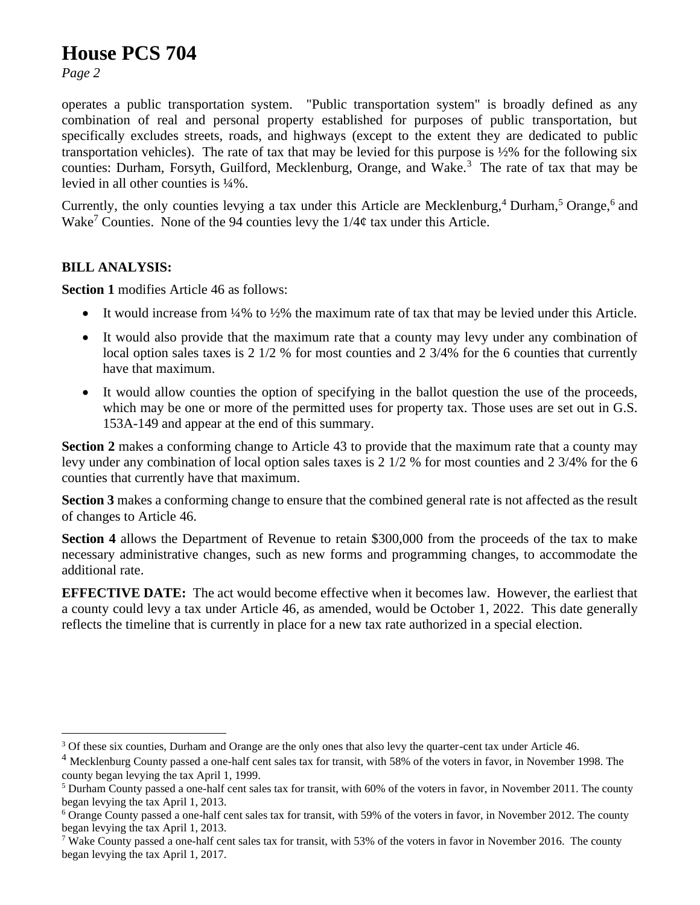operates a public transportation system. "Public transportation system" is broadly defined as any combination of real and personal property established for purposes of public transportation, but specifically excludes streets, roads, and highways (except to the extent they are dedicated to public transportation vehicles). The rate of tax that may be levied for this purpose is ½% for the following six counties: Durham, Forsyth, Guilford, Mecklenburg, Orange, and Wake.[3] The rate of tax that may be levied in all other counties is ¼%.

Currently, the only counties levying a tax under this Article are Mecklenburg,[4] Durham,[5] Orange,[6] and Wake[7] Counties. None of the 94 counties levy the 1/4¢ tax under this Article.

**BILL ANALYSIS:**

**Section 1** modifies Article 46 as follows:

- It would increase from ¼% to ½% the maximum rate of tax that may be levied under this Article.
- It would also provide that the maximum rate that a county may levy under any combination of local option sales taxes is 2 1/2 % for most counties and 2 3/4% for the 6 counties that currently have that maximum.
- It would allow counties the option of specifying in the ballot question the use of the proceeds, which may be one or more of the permitted uses for property tax. Those uses are set out in G.S. 153A-149 and appear at the end of this summary.

**Section 2** makes a conforming change to Article 43 to provide that the maximum rate that a county may levy under any combination of local option sales taxes is 2 1/2 % for most counties and 2 3/4% for the 6 counties that currently have that maximum.

**Section 3** makes a conforming change to ensure that the combined general rate is not affected as the result of changes to Article 46.

**Section 4** allows the Department of Revenue to retain $300,000 from the proceeds of the tax to make necessary administrative changes, such as new forms and programming changes, to accommodate the additional rate.

**EFFECTIVE DATE:** The act would become effective when it becomes law. However, the earliest that a county could levy a tax under Article 46, as amended, would be October 1, 2022. This date generally reflects the timeline that is currently in place for a new tax rate authorized in a special election.

---

[3] Of these six counties, Durham and Orange are the only ones that also levy the quarter-cent tax under Article 46.

[4] Mecklenburg County passed a one-half cent sales tax for transit, with 58% of the voters in favor, in November 1998. The county began levying the tax April 1, 1999.

[5] Durham County passed a one-half cent sales tax for transit, with 60% of the voters in favor, in November 2011. The county began levying the tax April 1, 2013.

[6] Orange County passed a one-half cent sales tax for transit, with 59% of the voters in favor, in November 2012. The county began levying the tax April 1, 2013.

[7] Wake County passed a one-half cent sales tax for transit, with 53% of the voters in favor in November 2016. The county began levying the tax April 1, 2017.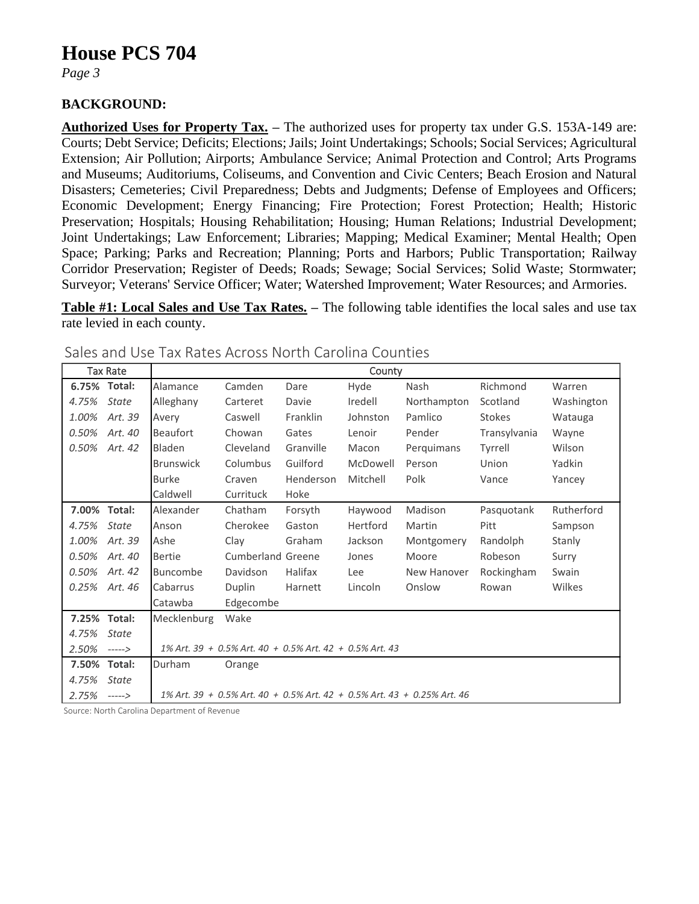# House PCS 704

*Page 3*

**BACKGROUND:**

**Authorized Uses for Property Tax.** – The authorized uses for property tax under G.S. 153A-149 are: Courts; Debt Service; Deficits; Elections; Jails; Joint Undertakings; Schools; Social Services; Agricultural Extension; Air Pollution; Airports; Ambulance Service; Animal Protection and Control; Arts Programs and Museums; Auditoriums, Coliseums, and Convention and Civic Centers; Beach Erosion and Natural Disasters; Cemeteries; Civil Preparedness; Debts and Judgments; Defense of Employees and Officers; Economic Development; Energy Financing; Fire Protection; Forest Protection; Health; Historic Preservation; Hospitals; Housing Rehabilitation; Housing; Human Relations; Industrial Development; Joint Undertakings; Law Enforcement; Libraries; Mapping; Medical Examiner; Mental Health; Open Space; Parking; Parks and Recreation; Planning; Ports and Harbors; Public Transportation; Railway Corridor Preservation; Register of Deeds; Roads; Sewage; Social Services; Solid Waste; Stormwater; Surveyor; Veterans' Service Officer; Water; Watershed Improvement; Water Resources; and Armories.

**Table #1: Local Sales and Use Tax Rates.** – The following table identifies the local sales and use tax rate levied in each county.

Sales and Use Tax Rates Across North Carolina Counties

| Tax Rate | | County | | | | | | |
|---|---|---|---|---|---|---|---|---|
| **6.75%** | **Total:** | Alamance | Camden | Dare | Hyde | Nash | Richmond | Warren |
| *4.75%* | *State* | Alleghany | Carteret | Davie | Iredell | Northampton | Scotland | Washington |
| *1.00%* | *Art. 39* | Avery | Caswell | Franklin | Johnston | Pamlico | Stokes | Watauga |
| *0.50%* | *Art. 40* | Beaufort | Chowan | Gates | Lenoir | Pender | Transylvania | Wayne |
| *0.50%* | *Art. 42* | Bladen | Cleveland | Granville | Macon | Perquimans | Tyrrell | Wilson |
| | | Brunswick | Columbus | Guilford | McDowell | Person | Union | Yadkin |
| | | Burke | Craven | Henderson | Mitchell | Polk | Vance | Yancey |
| | | Caldwell | Currituck | Hoke | | | | |
| **7.00%** | **Total:** | Alexander | Chatham | Forsyth | Haywood | Madison | Pasquotank | Rutherford |
| *4.75%* | *State* | Anson | Cherokee | Gaston | Hertford | Martin | Pitt | Sampson |
| *1.00%* | *Art. 39* | Ashe | Clay | Graham | Jackson | Montgomery | Randolph | Stanly |
| *0.50%* | *Art. 40* | Bertie | Cumberland | Greene | Jones | Moore | Robeson | Surry |
| *0.50%* | *Art. 42* | Buncombe | Davidson | Halifax | Lee | New Hanover | Rockingham | Swain |
| *0.25%* | *Art. 46* | Cabarrus | Duplin | Harnett | Lincoln | Onslow | Rowan | Wilkes |
| | | Catawba | Edgecombe | | | | | |
| **7.25%** | **Total:** | Mecklenburg | Wake | | | | | |
| *4.75%* | *State* | | | | | | | |
| *2.50%* | *----->* | *1% Art. 39 + 0.5% Art. 40 + 0.5% Art. 42 + 0.5% Art. 43* | | | | | | |
| **7.50%** | **Total:** | Durham | Orange | | | | | |
| *4.75%* | *State* | | | | | | | |
| *2.75%* | *----->* | *1% Art. 39 + 0.5% Art. 40 + 0.5% Art. 42 + 0.5% Art. 43 + 0.25% Art. 46* | | | | | | |

Source: North Carolina Department of Revenue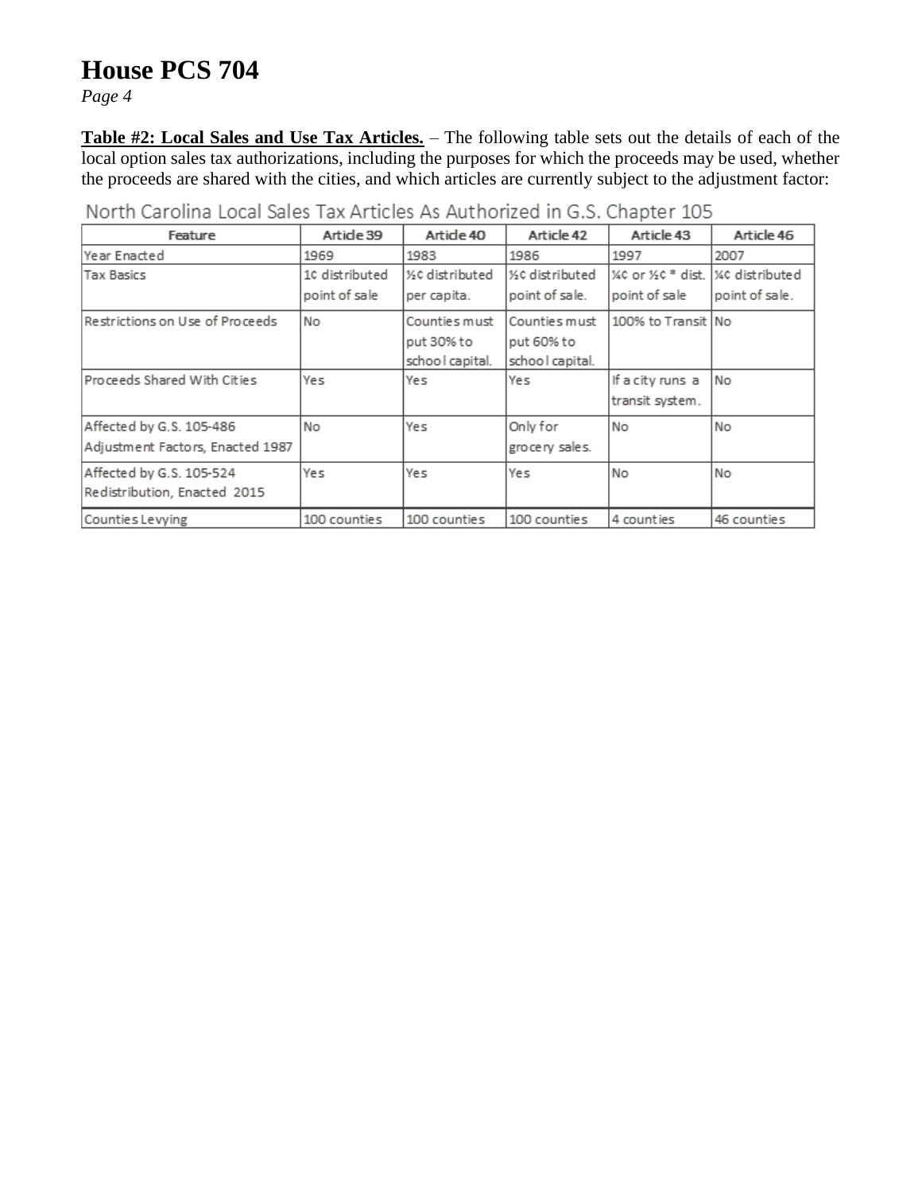# House PCS 704

*Page 4*

**Table #2: Local Sales and Use Tax Articles.** – The following table sets out the details of each of the local option sales tax authorizations, including the purposes for which the proceeds may be used, whether the proceeds are shared with the cities, and which articles are currently subject to the adjustment factor:

North Carolina Local Sales Tax Articles As Authorized in G.S. Chapter 105

| Feature | Article 39 | Article 40 | Article 42 | Article 43 | Article 46 |
|---|---|---|---|---|---|
| Year Enacted | 1969 | 1983 | 1986 | 1997 | 2007 |
| Tax Basics | 1¢ distributed point of sale | ½¢ distributed per capita. | ½¢ distributed point of sale. | ¼¢ or ½¢ * dist. point of sale | ¼¢ distributed point of sale. |
| Restrictions on Use of Proceeds | No | Counties must put 30% to school capital. | Counties must put 60% to school capital. | 100% to Transit | No |
| Proceeds Shared With Cities | Yes | Yes | Yes | If a city runs a transit system. | No |
| Affected by G.S. 105-486 Adjustment Factors, Enacted 1987 | No | Yes | Only for grocery sales. | No | No |
| Affected by G.S. 105-524 Redistribution, Enacted 2015 | Yes | Yes | Yes | No | No |
| Counties Levying | 100 counties | 100 counties | 100 counties | 4 counties | 46 counties |